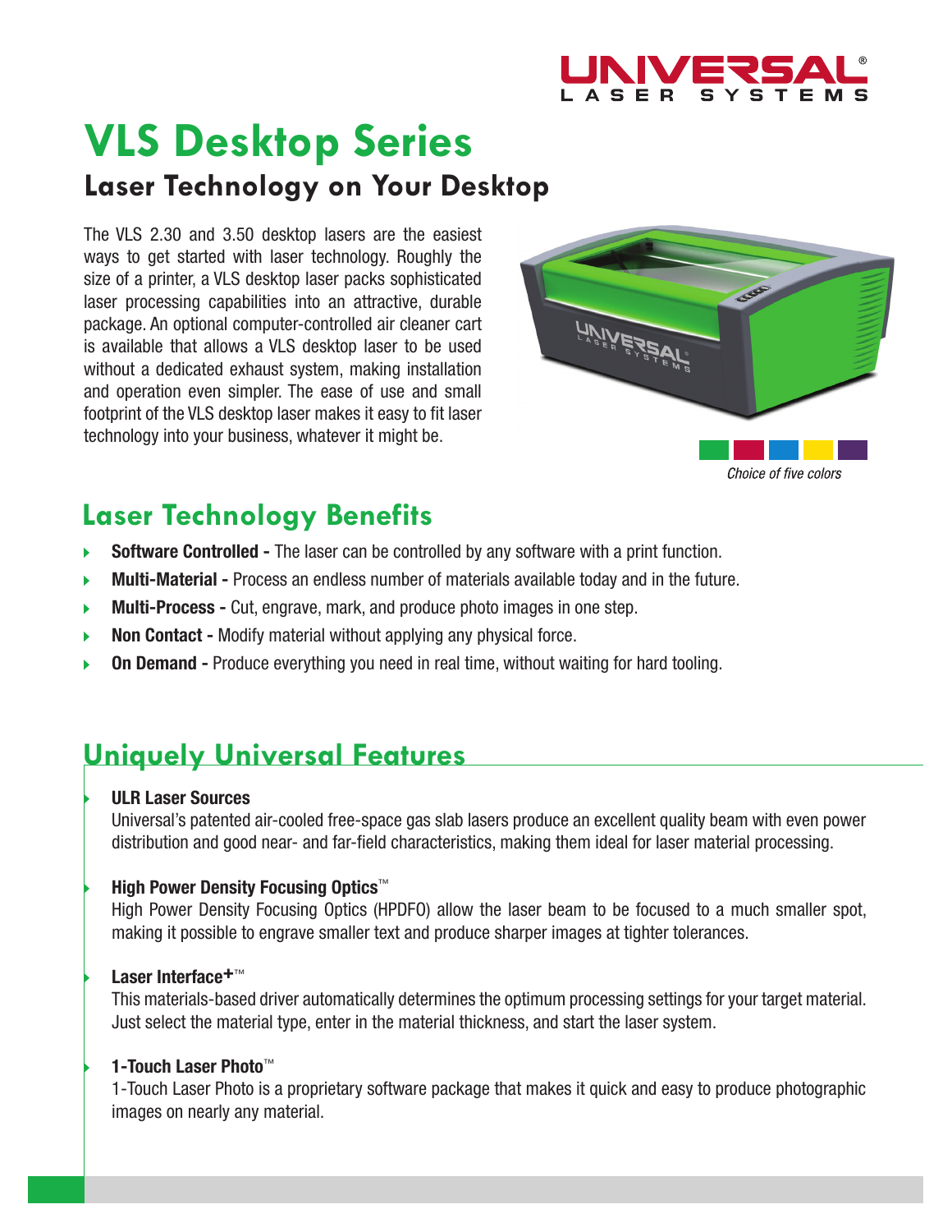# VLS Desktop Series

## Laser Technology on Your Desktop

The VLS 2.30 and 3.50 desktop lasers are the easiest ways to get started with laser technology. Roughly the size of a printer, a VLS desktop laser packs sophisticated laser processing capabilities into an attractive, durable package. An optional computer-controlled air cleaner cart is available that allows a VLS desktop laser to be used without a dedicated exhaust system, making installation and operation even simpler. The ease of use and small footprint of the VLS desktop laser makes it easy to fit laser technology into your business, whatever it might be.

*Choice of five colors*

## Laser Technology Benefits

- **Software Controlled -** The laser can be controlled by any software with a print function.
- **Multi-Material -** Process an endless number of materials available today and in the future.
- **Multi-Process -** Cut, engrave, mark, and produce photo images in one step.
- **Non Contact -** Modify material without applying any physical force.
- **On Demand -** Produce everything you need in real time, without waiting for hard tooling.

## Uniquely Universal Features

- **ULR Laser Sources**
  Universal's patented air-cooled free-space gas slab lasers produce an excellent quality beam with even power distribution and good near- and far-field characteristics, making them ideal for laser material processing.

- **High Power Density Focusing Optics™**
  High Power Density Focusing Optics (HPDFO) allow the laser beam to be focused to a much smaller spot, making it possible to engrave smaller text and produce sharper images at tighter tolerances.

- **Laser Interface+™**
  This materials-based driver automatically determines the optimum processing settings for your target material. Just select the material type, enter in the material thickness, and start the laser system.

- **1-Touch Laser Photo™**
  1-Touch Laser Photo is a proprietary software package that makes it quick and easy to produce photographic images on nearly any material.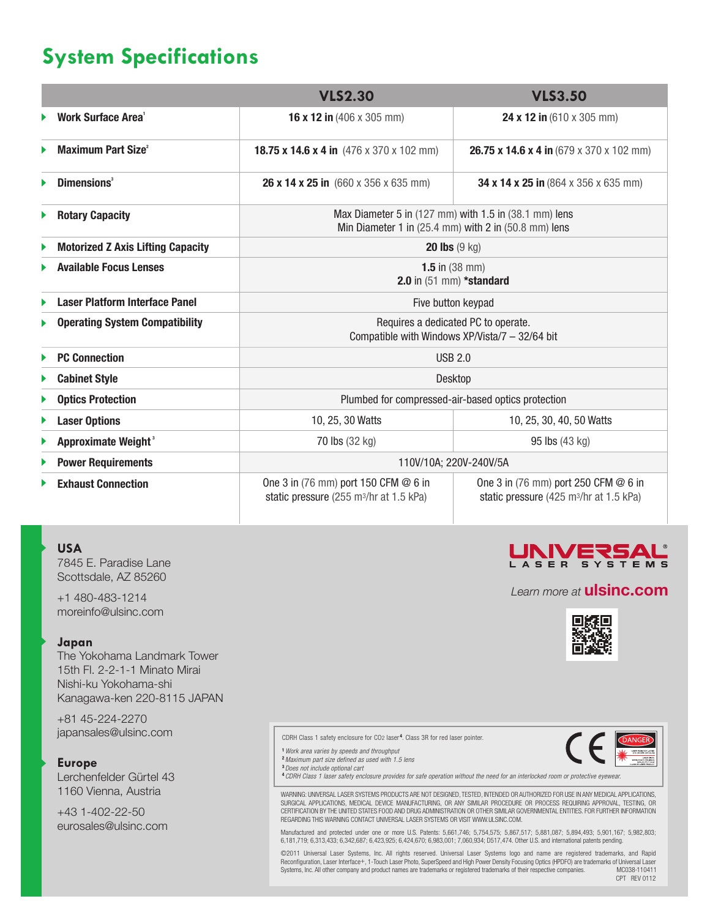# System Specifications

| | VLS2.30 | VLS3.50 |
|---|---|---|
| Work Surface Area[1] | **16 x 12 in** (406 x 305 mm) | **24 x 12 in** (610 x 305 mm) |
| Maximum Part Size[2] | **18.75 x 14.6 x 4 in** (476 x 370 x 102 mm) | **26.75 x 14.6 x 4 in** (679 x 370 x 102 mm) |
| Dimensions[3] | **26 x 14 x 25 in** (660 x 356 x 635 mm) | **34 x 14 x 25 in** (864 x 356 x 635 mm) |
| Rotary Capacity | Max Diameter 5 in (127 mm) with 1.5 in (38.1 mm) lens<br>Min Diameter 1 in (25.4 mm) with 2 in (50.8 mm) lens | |
| Motorized Z Axis Lifting Capacity | **20 lbs** (9 kg) | |
| Available Focus Lenses | **1.5** in (38 mm)<br>**2.0** in (51 mm) ***standard** | |
| Laser Platform Interface Panel | Five button keypad | |
| Operating System Compatibility | Requires a dedicated PC to operate.<br>Compatible with Windows XP/Vista/7 – 32/64 bit | |
| PC Connection | USB 2.0 | |
| Cabinet Style | Desktop | |
| Optics Protection | Plumbed for compressed-air-based optics protection | |
| Laser Options | 10, 25, 30 Watts | 10, 25, 30, 40, 50 Watts |
| Approximate Weight[3] | 70 lbs (32 kg) | 95 lbs (43 kg) |
| Power Requirements | 110V/10A; 220V-240V/5A | |
| Exhaust Connection | One 3 in (76 mm) port 150 CFM @ 6 in static pressure (255 $m^3$/hr at 1.5 kPa) | One 3 in (76 mm) port 250 CFM @ 6 in static pressure (425 $m^3$/hr at 1.5 kPa) |

### USA
7845 E. Paradise Lane
Scottsdale, AZ 85260

+1 480-483-1214
moreinfo@ulsinc.com

### Japan
The Yokohama Landmark Tower
15th Fl. 2-2-1-1 Minato Mirai
Nishi-ku Yokohama-shi
Kanagawa-ken 220-8115 JAPAN

+81 45-224-2270
japansales@ulsinc.com

### Europe
Lerchenfelder Gürtel 43
1160 Vienna, Austria

+43 1-402-22-50
eurosales@ulsinc.com

UNIVERSAL® LASER SYSTEMS

*Learn more at* **ulsinc.com**

CDRH Class 1 safety enclosure for $CO_2$ laser[4]. Class 3R for red laser pointer.

[1] *Work area varies by speeds and throughput*
[2] *Maximum part size defined as used with 1.5 lens*
[3] *Does not include optional cart*
[4] *CDRH Class 1 laser safety enclosure provides for safe operation without the need for an interlocked room or protective eyewear.*

WARNING: UNIVERSAL LASER SYSTEMS PRODUCTS ARE NOT DESIGNED, TESTED, INTENDED OR AUTHORIZED FOR USE IN ANY MEDICAL APPLICATIONS, SURGICAL APPLICATIONS, MEDICAL DEVICE MANUFACTURING, OR ANY SIMILAR PROCEDURE OR PROCESS REQUIRING APPROVAL, TESTING, OR CERTIFICATION BY THE UNITED STATES FOOD AND DRUG ADMINISTRATION OR OTHER SIMILAR GOVERNMENTAL ENTITIES. FOR FURTHER INFORMATION REGARDING THIS WARNING CONTACT UNIVERSAL LASER SYSTEMS OR VISIT WWW.ULSINC.COM.

Manufactured and protected under one or more U.S. Patents: 5,661,746; 5,754,575; 5,867,517; 5,881,087; 5,894,493; 5,901,167; 5,982,803; 6,181,719; 6,313,433; 6,342,687; 6,423,925; 6,424,670; 6,983,001; 7,060,934; D517,474. Other U.S. and international patents pending.

©2011 Universal Laser Systems, Inc. All rights reserved. Universal Laser Systems logo and name are registered trademarks, and Rapid Reconfiguration, Laser Interface+, 1-Touch Laser Photo, SuperSpeed and High Power Density Focusing Optics (HPDFO) are trademarks of Universal Laser Systems, Inc. All other company and product names are trademarks or registered trademarks of their respective companies. MC038-110411
CPT REV 0112